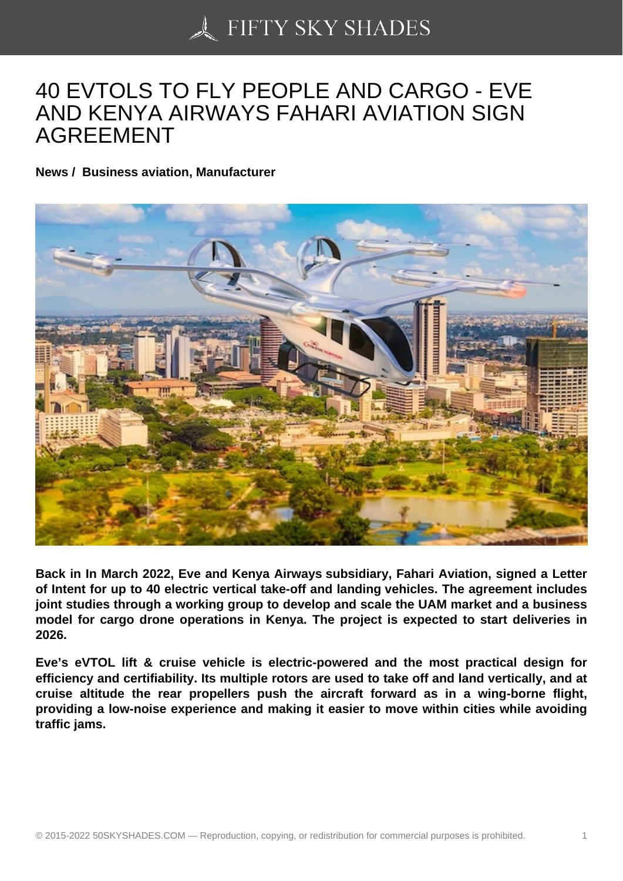# 40 EVTOLS TO FLY PEOPLE AND CARGO - EVE AND KENYA AIRWAYS FAHARI AVIATION SIGN AGREEMENT

**News / Business aviation, Manufacturer**

**Back in In March 2022, Eve and Kenya Airways subsidiary, Fahari Aviation, signed a Letter of Intent for up to 40 electric vertical take-off and landing vehicles. The agreement includes joint studies through a working group to develop and scale the UAM market and a business model for cargo drone operations in Kenya. The project is expected to start deliveries in 2026.**

**Eve's eVTOL lift & cruise vehicle is electric-powered and the most practical design for efficiency and certifiability. Its multiple rotors are used to take off and land vertically, and at cruise altitude the rear propellers push the aircraft forward as in a wing-borne flight, providing a low-noise experience and making it easier to move within cities while avoiding traffic jams.**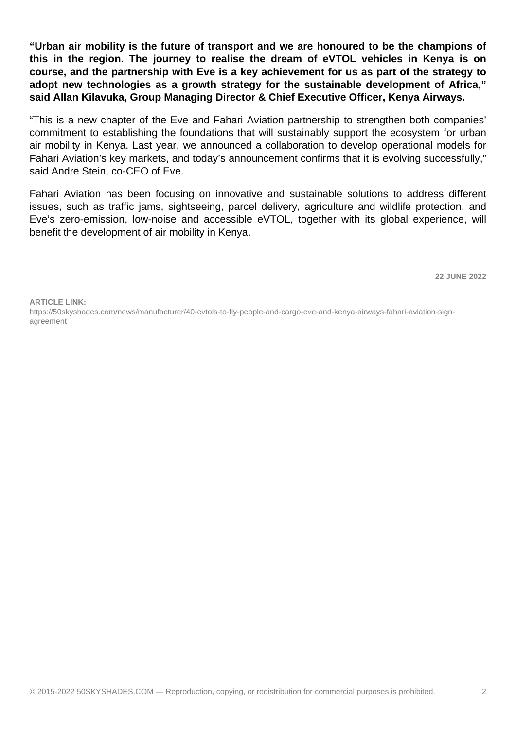**“Urban air mobility is the future of transport and we are honoured to be the champions of this in the region. The journey to realise the dream of eVTOL vehicles in Kenya is on course, and the partnership with Eve is a key achievement for us as part of the strategy to adopt new technologies as a growth strategy for the sustainable development of Africa,” said Allan Kilavuka, Group Managing Director & Chief Executive Officer, Kenya Airways.**

“This is a new chapter of the Eve and Fahari Aviation partnership to strengthen both companies’ commitment to establishing the foundations that will sustainably support the ecosystem for urban air mobility in Kenya. Last year, we announced a collaboration to develop operational models for Fahari Aviation’s key markets, and today’s announcement confirms that it is evolving successfully,” said Andre Stein, co-CEO of Eve.

Fahari Aviation has been focusing on innovative and sustainable solutions to address different issues, such as traffic jams, sightseeing, parcel delivery, agriculture and wildlife protection, and Eve’s zero-emission, low-noise and accessible eVTOL, together with its global experience, will benefit the development of air mobility in Kenya.

**22 JUNE 2022**

**ARTICLE LINK:**
https://50skyshades.com/news/manufacturer/40-evtols-to-fly-people-and-cargo-eve-and-kenya-airways-fahari-aviation-sign-agreement